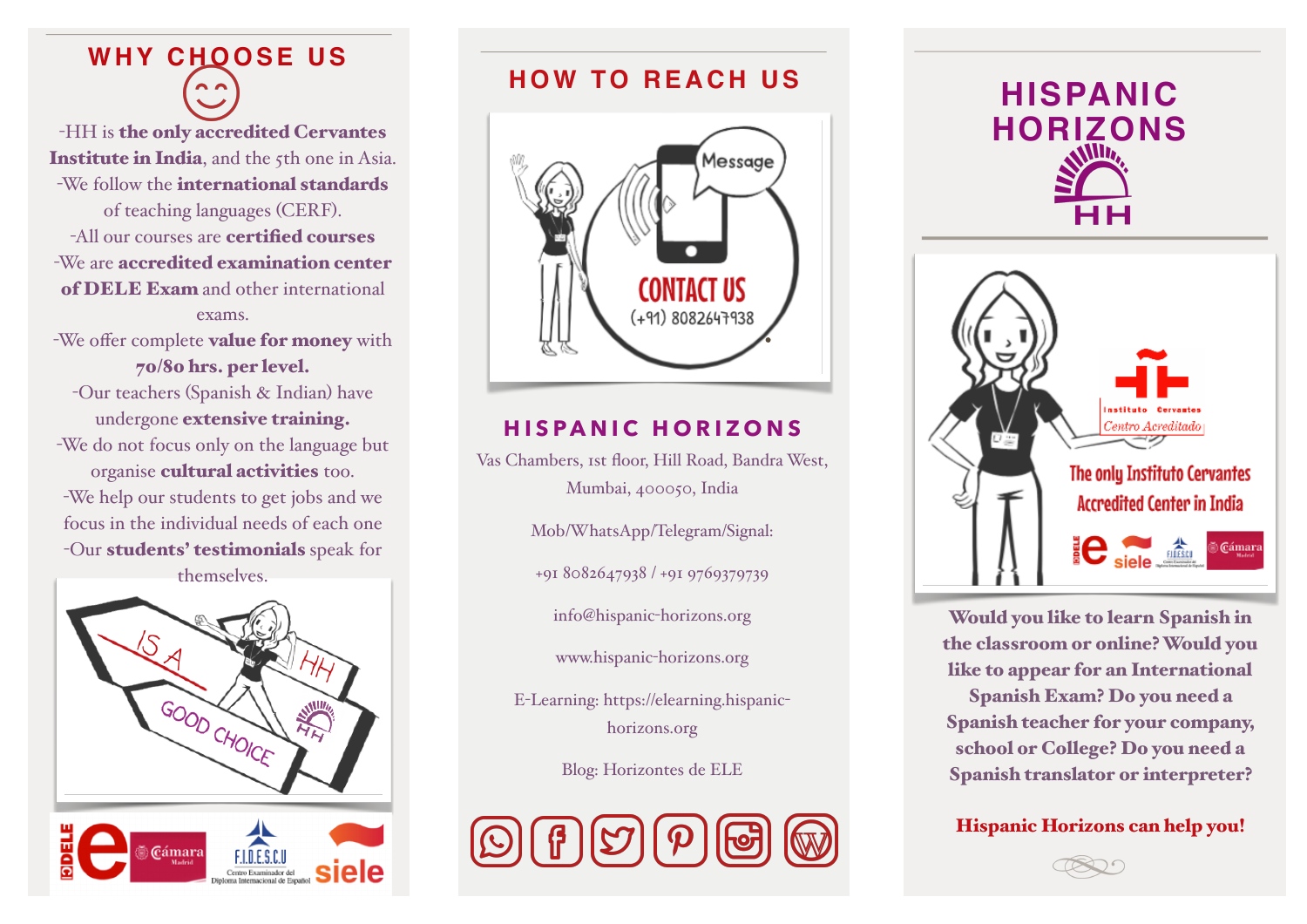## WHY CHOOSE US

-HH is **the only accredited Cervantes Institute in India**, and the 5th one in Asia.
-We follow the **international standards** of teaching languages (CERF).
-All our courses are **certified courses**
-We are **accredited examination center of DELE Exam** and other international exams.
-We offer complete **value for money** with **70/80 hrs. per level.**
-Our teachers (Spanish & Indian) have undergone **extensive training.**
-We do not focus only on the language but organise **cultural activities** too.
-We help our students to get jobs and we focus in the individual needs of each one
-Our **students' testimonials** speak for themselves.

## HOW TO REACH US

CONTACT US
(+91) 8082647938

### HISPANIC HORIZONS

Vas Chambers, 1st floor, Hill Road, Bandra West, Mumbai, 400050, India

Mob/WhatsApp/Telegram/Signal:

+91 8082647938 / +91 9769379739

info@hispanic-horizons.org

www.hispanic-horizons.org

E-Learning: https://elearning.hispanic-horizons.org

Blog: Horizontes de ELE

# HISPANIC HORIZONS

HH

The only Instituto Cervantes Accredited Center in India

**Would you like to learn Spanish in the classroom or online? Would you like to appear for an International Spanish Exam? Do you need a Spanish teacher for your company, school or College? Do you need a Spanish translator or interpreter?**

**Hispanic Horizons can help you!**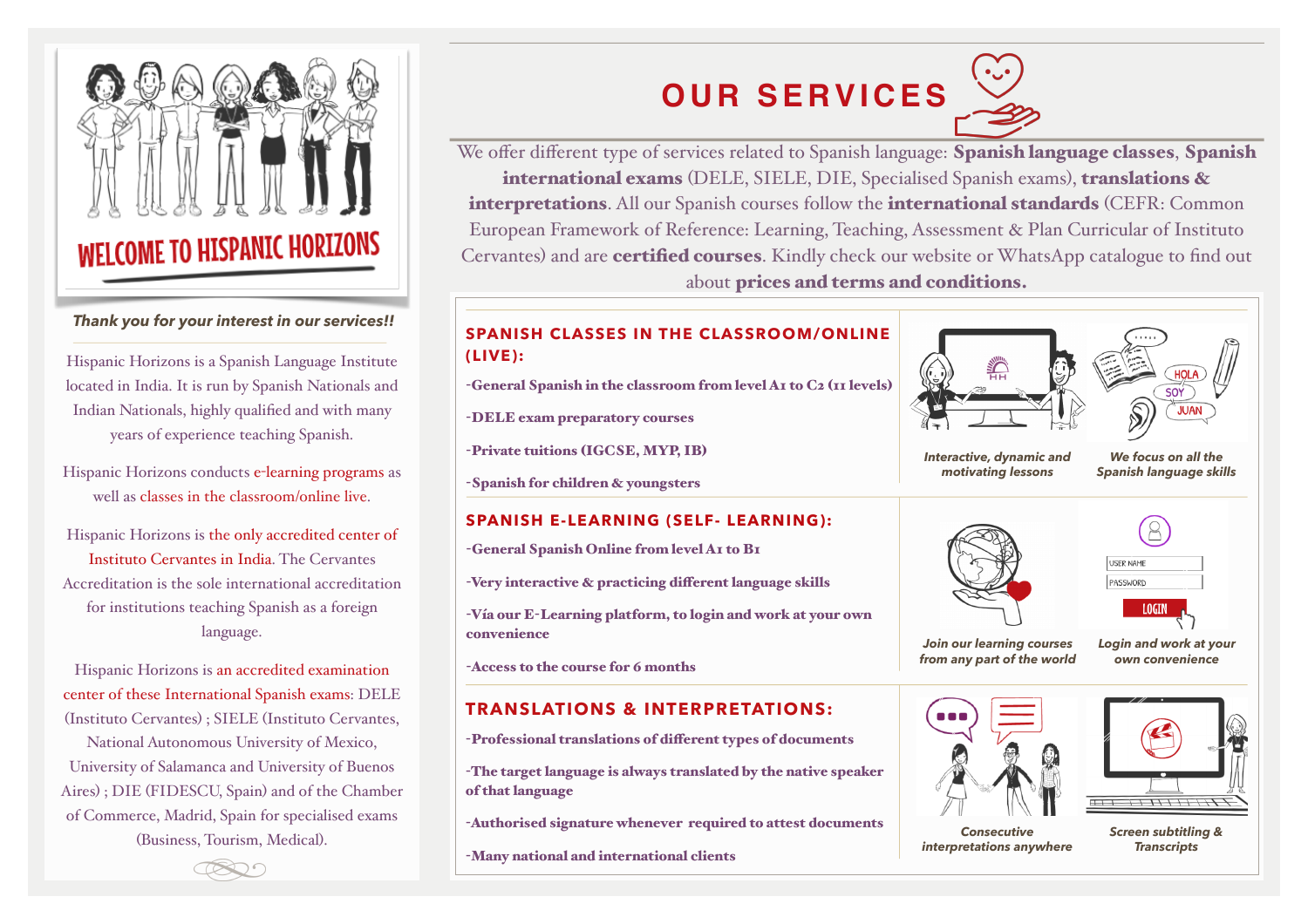# WELCOME TO HISPANIC HORIZONS

***Thank you for your interest in our services!!***

Hispanic Horizons is a Spanish Language Institute located in India. It is run by Spanish Nationals and Indian Nationals, highly qualified and with many years of experience teaching Spanish.

Hispanic Horizons conducts e-learning programs as well as classes in the classroom/online live.

Hispanic Horizons is the only accredited center of Instituto Cervantes in India. The Cervantes Accreditation is the sole international accreditation for institutions teaching Spanish as a foreign language.

Hispanic Horizons is an accredited examination center of these International Spanish exams: DELE (Instituto Cervantes) ; SIELE (Instituto Cervantes, National Autonomous University of Mexico, University of Salamanca and University of Buenos Aires) ; DIE (FIDESCU, Spain) and of the Chamber of Commerce, Madrid, Spain for specialised exams (Business, Tourism, Medical).

# OUR SERVICES

We offer different type of services related to Spanish language: **Spanish language classes**, **Spanish international exams** (DELE, SIELE, DIE, Specialised Spanish exams), **translations & interpretations**. All our Spanish courses follow the **international standards** (CEFR: Common European Framework of Reference: Learning, Teaching, Assessment & Plan Curricular of Instituto Cervantes) and are **certified courses**. Kindly check our website or WhatsApp catalogue to find out about **prices and terms and conditions.**

## SPANISH CLASSES IN THE CLASSROOM/ONLINE (LIVE):

**-General Spanish in the classroom from level A1 to C2 (11 levels)**

**-DELE exam preparatory courses**

**-Private tuitions (IGCSE, MYP, IB)**

**-Spanish for children & youngsters**

*Interactive, dynamic and motivating lessons*

*We focus on all the Spanish language skills*

## SPANISH E-LEARNING (SELF- LEARNING):

**-General Spanish Online from level A1 to B1**

**-Very interactive & practicing different language skills**

**-Vía our E-Learning platform, to login and work at your own convenience**

**-Access to the course for 6 months**

*Join our learning courses from any part of the world*

*Login and work at your own convenience*

## TRANSLATIONS & INTERPRETATIONS:

**-Professional translations of different types of documents**

**-The target language is always translated by the native speaker of that language**

**-Authorised signature whenever required to attest documents**

**-Many national and international clients**

*Consecutive interpretations anywhere*

*Screen subtitling & Transcripts*